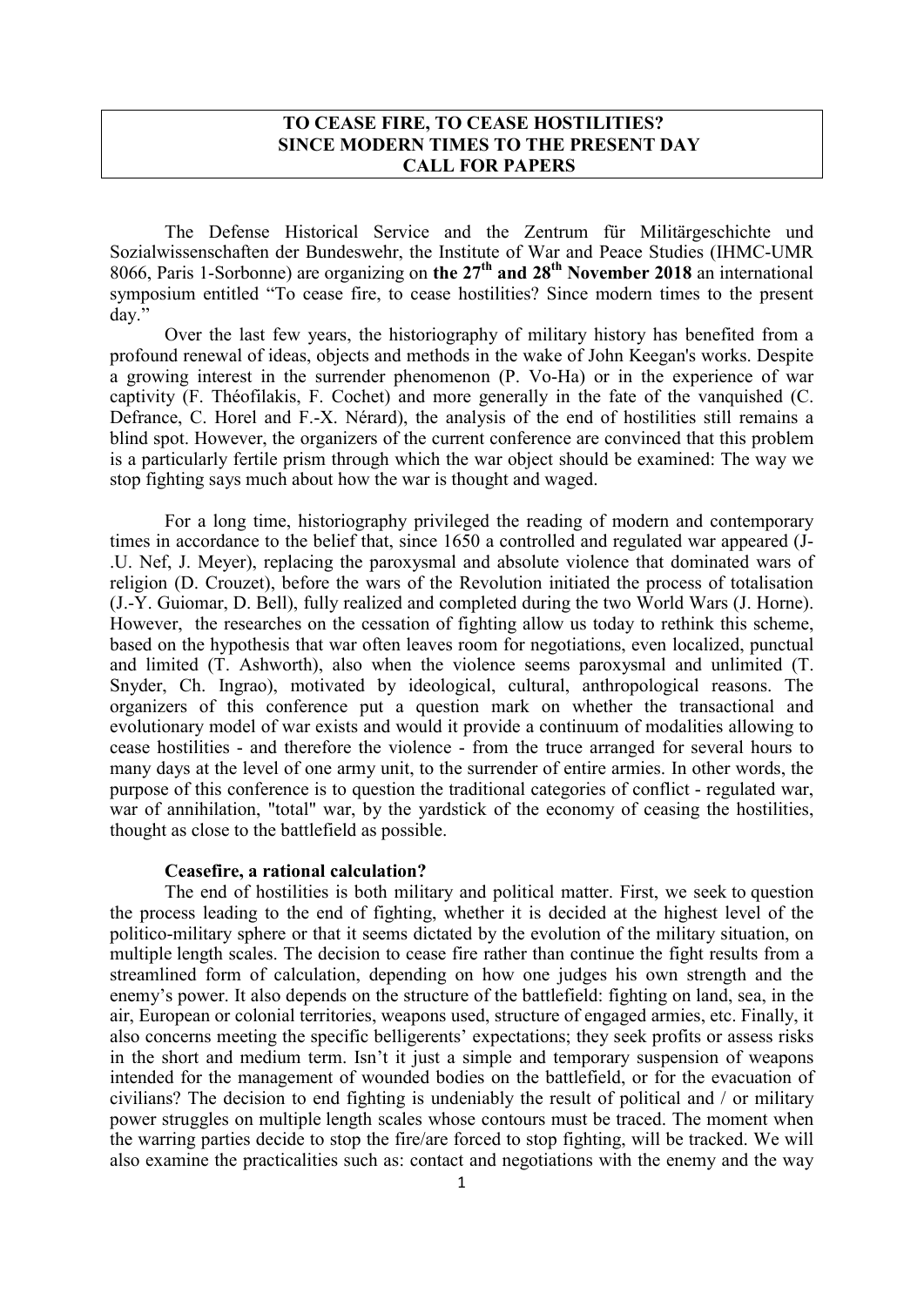**TO CEASE FIRE, TO CEASE HOSTILITIES?**
**SINCE MODERN TIMES TO THE PRESENT DAY**
**CALL FOR PAPERS**

The Defense Historical Service and the Zentrum für Militärgeschichte und Sozialwissenschaften der Bundeswehr, the Institute of War and Peace Studies (IHMC-UMR 8066, Paris 1-Sorbonne) are organizing on **the 27th and 28th November 2018** an international symposium entitled "To cease fire, to cease hostilities? Since modern times to the present day."

Over the last few years, the historiography of military history has benefited from a profound renewal of ideas, objects and methods in the wake of John Keegan's works. Despite a growing interest in the surrender phenomenon (P. Vo-Ha) or in the experience of war captivity (F. Théofilakis, F. Cochet) and more generally in the fate of the vanquished (C. Defrance, C. Horel and F.-X. Nérard), the analysis of the end of hostilities still remains a blind spot. However, the organizers of the current conference are convinced that this problem is a particularly fertile prism through which the war object should be examined: The way we stop fighting says much about how the war is thought and waged.

For a long time, historiography privileged the reading of modern and contemporary times in accordance to the belief that, since 1650 a controlled and regulated war appeared (J-.U. Nef, J. Meyer), replacing the paroxysmal and absolute violence that dominated wars of religion (D. Crouzet), before the wars of the Revolution initiated the process of totalisation (J.-Y. Guiomar, D. Bell), fully realized and completed during the two World Wars (J. Horne). However, the researches on the cessation of fighting allow us today to rethink this scheme, based on the hypothesis that war often leaves room for negotiations, even localized, punctual and limited (T. Ashworth), also when the violence seems paroxysmal and unlimited (T. Snyder, Ch. Ingrao), motivated by ideological, cultural, anthropological reasons. The organizers of this conference put a question mark on whether the transactional and evolutionary model of war exists and would it provide a continuum of modalities allowing to cease hostilities - and therefore the violence - from the truce arranged for several hours to many days at the level of one army unit, to the surrender of entire armies. In other words, the purpose of this conference is to question the traditional categories of conflict - regulated war, war of annihilation, "total" war, by the yardstick of the economy of ceasing the hostilities, thought as close to the battlefield as possible.

**Ceasefire, a rational calculation?**

The end of hostilities is both military and political matter. First, we seek to question the process leading to the end of fighting, whether it is decided at the highest level of the politico-military sphere or that it seems dictated by the evolution of the military situation, on multiple length scales. The decision to cease fire rather than continue the fight results from a streamlined form of calculation, depending on how one judges his own strength and the enemy's power. It also depends on the structure of the battlefield: fighting on land, sea, in the air, European or colonial territories, weapons used, structure of engaged armies, etc. Finally, it also concerns meeting the specific belligerents' expectations; they seek profits or assess risks in the short and medium term. Isn't it just a simple and temporary suspension of weapons intended for the management of wounded bodies on the battlefield, or for the evacuation of civilians? The decision to end fighting is undeniably the result of political and / or military power struggles on multiple length scales whose contours must be traced. The moment when the warring parties decide to stop the fire/are forced to stop fighting, will be tracked. We will also examine the practicalities such as: contact and negotiations with the enemy and the way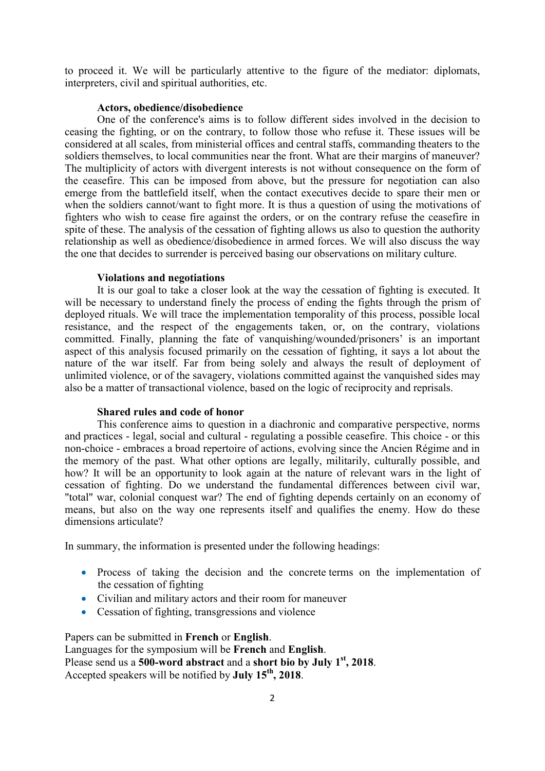to proceed it. We will be particularly attentive to the figure of the mediator: diplomats, interpreters, civil and spiritual authorities, etc.

**Actors, obedience/disobedience**

One of the conference's aims is to follow different sides involved in the decision to ceasing the fighting, or on the contrary, to follow those who refuse it. These issues will be considered at all scales, from ministerial offices and central staffs, commanding theaters to the soldiers themselves, to local communities near the front. What are their margins of maneuver? The multiplicity of actors with divergent interests is not without consequence on the form of the ceasefire. This can be imposed from above, but the pressure for negotiation can also emerge from the battlefield itself, when the contact executives decide to spare their men or when the soldiers cannot/want to fight more. It is thus a question of using the motivations of fighters who wish to cease fire against the orders, or on the contrary refuse the ceasefire in spite of these. The analysis of the cessation of fighting allows us also to question the authority relationship as well as obedience/disobedience in armed forces. We will also discuss the way the one that decides to surrender is perceived basing our observations on military culture.

**Violations and negotiations**

It is our goal to take a closer look at the way the cessation of fighting is executed. It will be necessary to understand finely the process of ending the fights through the prism of deployed rituals. We will trace the implementation temporality of this process, possible local resistance, and the respect of the engagements taken, or, on the contrary, violations committed. Finally, planning the fate of vanquishing/wounded/prisoners' is an important aspect of this analysis focused primarily on the cessation of fighting, it says a lot about the nature of the war itself. Far from being solely and always the result of deployment of unlimited violence, or of the savagery, violations committed against the vanquished sides may also be a matter of transactional violence, based on the logic of reciprocity and reprisals.

**Shared rules and code of honor**

This conference aims to question in a diachronic and comparative perspective, norms and practices - legal, social and cultural - regulating a possible ceasefire. This choice - or this non-choice - embraces a broad repertoire of actions, evolving since the Ancien Régime and in the memory of the past. What other options are legally, militarily, culturally possible, and how? It will be an opportunity to look again at the nature of relevant wars in the light of cessation of fighting. Do we understand the fundamental differences between civil war, "total" war, colonial conquest war? The end of fighting depends certainly on an economy of means, but also on the way one represents itself and qualifies the enemy. How do these dimensions articulate?

In summary, the information is presented under the following headings:

- Process of taking the decision and the concrete terms on the implementation of the cessation of fighting
- Civilian and military actors and their room for maneuver
- Cessation of fighting, transgressions and violence

Papers can be submitted in **French** or **English**.
Languages for the symposium will be **French** and **English**.
Please send us a **500-word abstract** and a **short bio by July 1st, 2018**.
Accepted speakers will be notified by **July 15th, 2018**.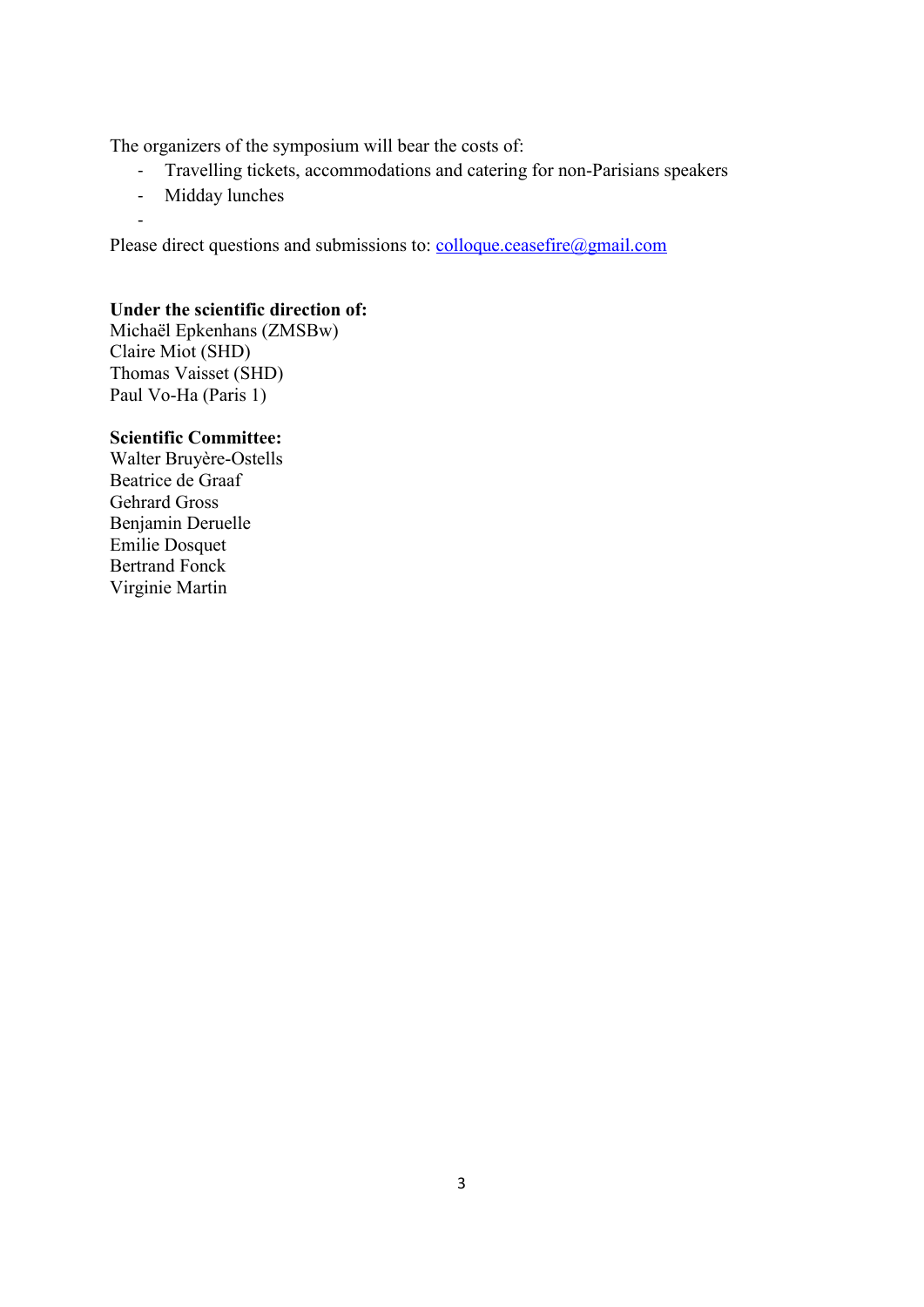The organizers of the symposium will bear the costs of:

- Travelling tickets, accommodations and catering for non-Parisians speakers
- Midday lunches
-

Please direct questions and submissions to: colloque.ceasefire@gmail.com

**Under the scientific direction of:**
Michaël Epkenhans (ZMSBw)
Claire Miot (SHD)
Thomas Vaisset (SHD)
Paul Vo-Ha (Paris 1)

**Scientific Committee:**
Walter Bruyère-Ostells
Beatrice de Graaf
Gehrard Gross
Benjamin Deruelle
Emilie Dosquet
Bertrand Fonck
Virginie Martin